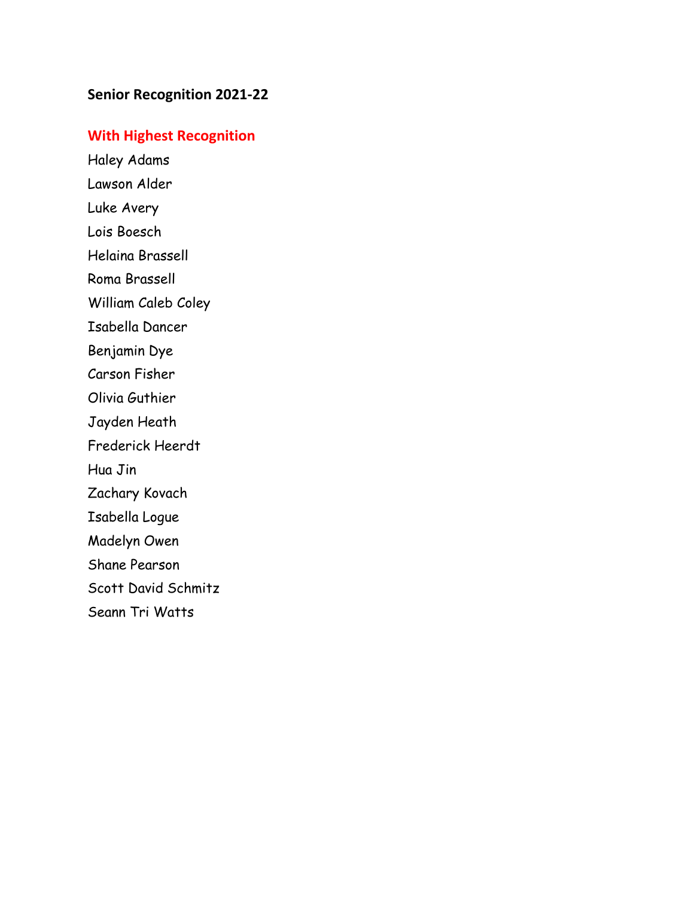## Senior Recognition 2021-22

### With Highest Recognition

Haley Adams

Lawson Alder

Luke Avery

Lois Boesch

Helaina Brassell

Roma Brassell

William Caleb Coley

Isabella Dancer

Benjamin Dye

Carson Fisher

Olivia Guthier

Jayden Heath

Frederick Heerdt

Hua Jin

Zachary Kovach

Isabella Logue

Madelyn Owen

Shane Pearson

Scott David Schmitz

Seann Tri Watts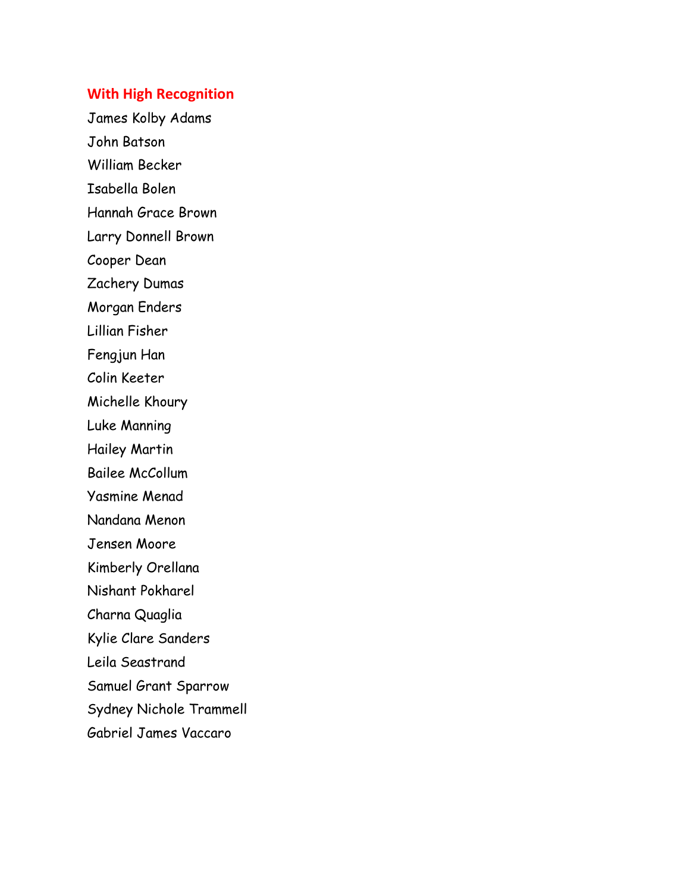## With High Recognition

James Kolby Adams

John Batson

William Becker

Isabella Bolen

Hannah Grace Brown

Larry Donnell Brown

Cooper Dean

Zachery Dumas

Morgan Enders

Lillian Fisher

Fengjun Han

Colin Keeter

Michelle Khoury

Luke Manning

Hailey Martin

Bailee McCollum

Yasmine Menad

Nandana Menon

Jensen Moore

Kimberly Orellana

Nishant Pokharel

Charna Quaglia

Kylie Clare Sanders

Leila Seastrand

Samuel Grant Sparrow

Sydney Nichole Trammell

Gabriel James Vaccaro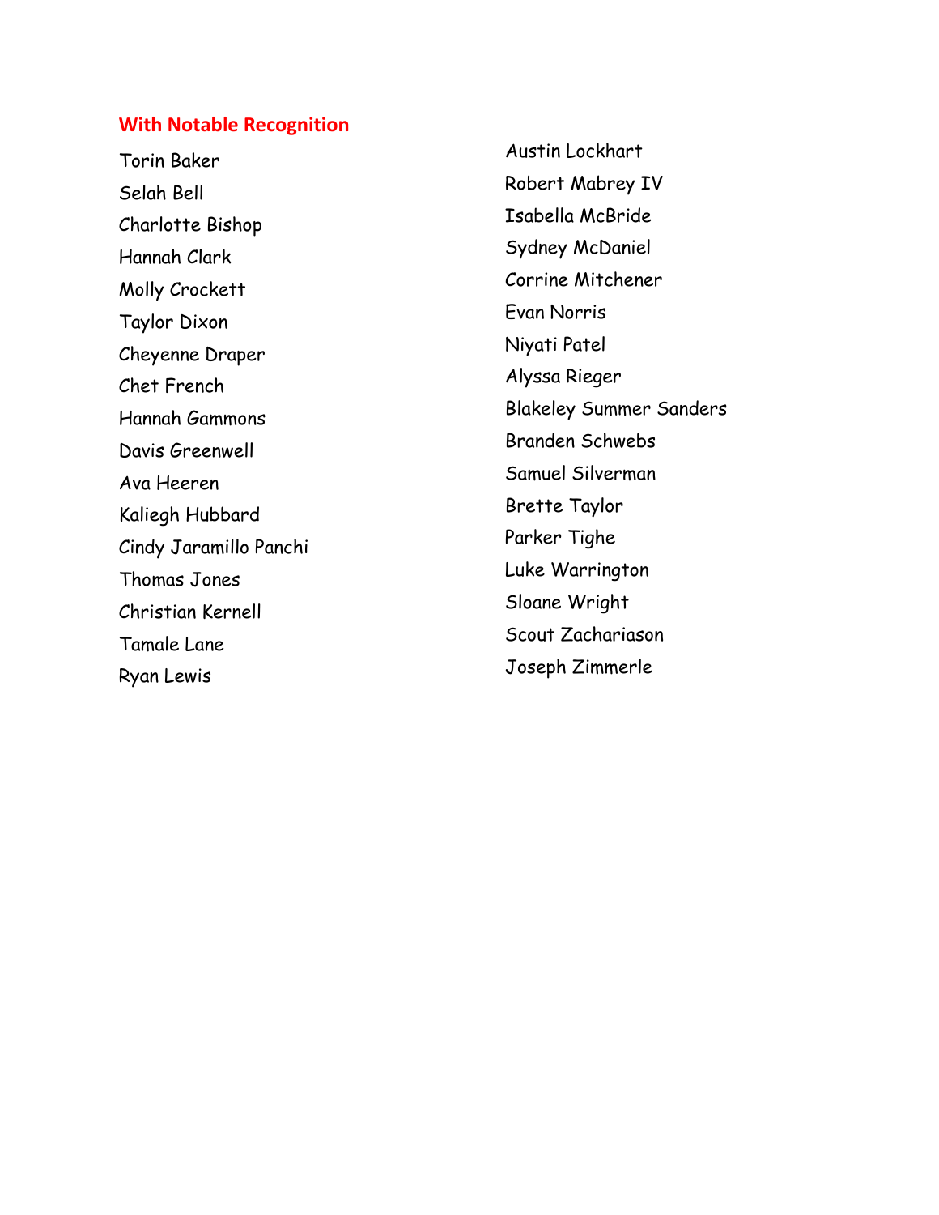## With Notable Recognition

Torin Baker
Selah Bell
Charlotte Bishop
Hannah Clark
Molly Crockett
Taylor Dixon
Cheyenne Draper
Chet French
Hannah Gammons
Davis Greenwell
Ava Heeren
Kaliegh Hubbard
Cindy Jaramillo Panchi
Thomas Jones
Christian Kernell
Tamale Lane
Ryan Lewis
Austin Lockhart
Robert Mabrey IV
Isabella McBride
Sydney McDaniel
Corrine Mitchener
Evan Norris
Niyati Patel
Alyssa Rieger
Blakeley Summer Sanders
Branden Schwebs
Samuel Silverman
Brette Taylor
Parker Tighe
Luke Warrington
Sloane Wright
Scout Zachariason
Joseph Zimmerle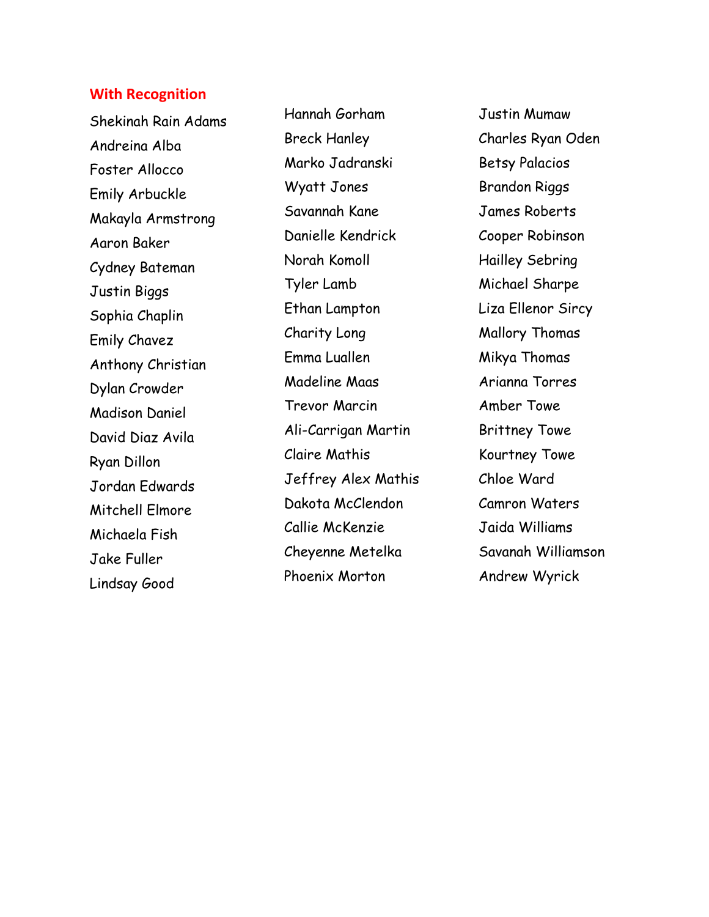## With Recognition

Shekinah Rain Adams
Andreina Alba
Foster Allocco
Emily Arbuckle
Makayla Armstrong
Aaron Baker
Cydney Bateman
Justin Biggs
Sophia Chaplin
Emily Chavez
Anthony Christian
Dylan Crowder
Madison Daniel
David Diaz Avila
Ryan Dillon
Jordan Edwards
Mitchell Elmore
Michaela Fish
Jake Fuller
Lindsay Good
Hannah Gorham
Breck Hanley
Marko Jadranski
Wyatt Jones
Savannah Kane
Danielle Kendrick
Norah Komoll
Tyler Lamb
Ethan Lampton
Charity Long
Emma Luallen
Madeline Maas
Trevor Marcin
Ali-Carrigan Martin
Claire Mathis
Jeffrey Alex Mathis
Dakota McClendon
Callie McKenzie
Cheyenne Metelka
Phoenix Morton
Justin Mumaw
Charles Ryan Oden
Betsy Palacios
Brandon Riggs
James Roberts
Cooper Robinson
Hailley Sebring
Michael Sharpe
Liza Ellenor Sircy
Mallory Thomas
Mikya Thomas
Arianna Torres
Amber Towe
Brittney Towe
Kourtney Towe
Chloe Ward
Camron Waters
Jaida Williams
Savanah Williamson
Andrew Wyrick